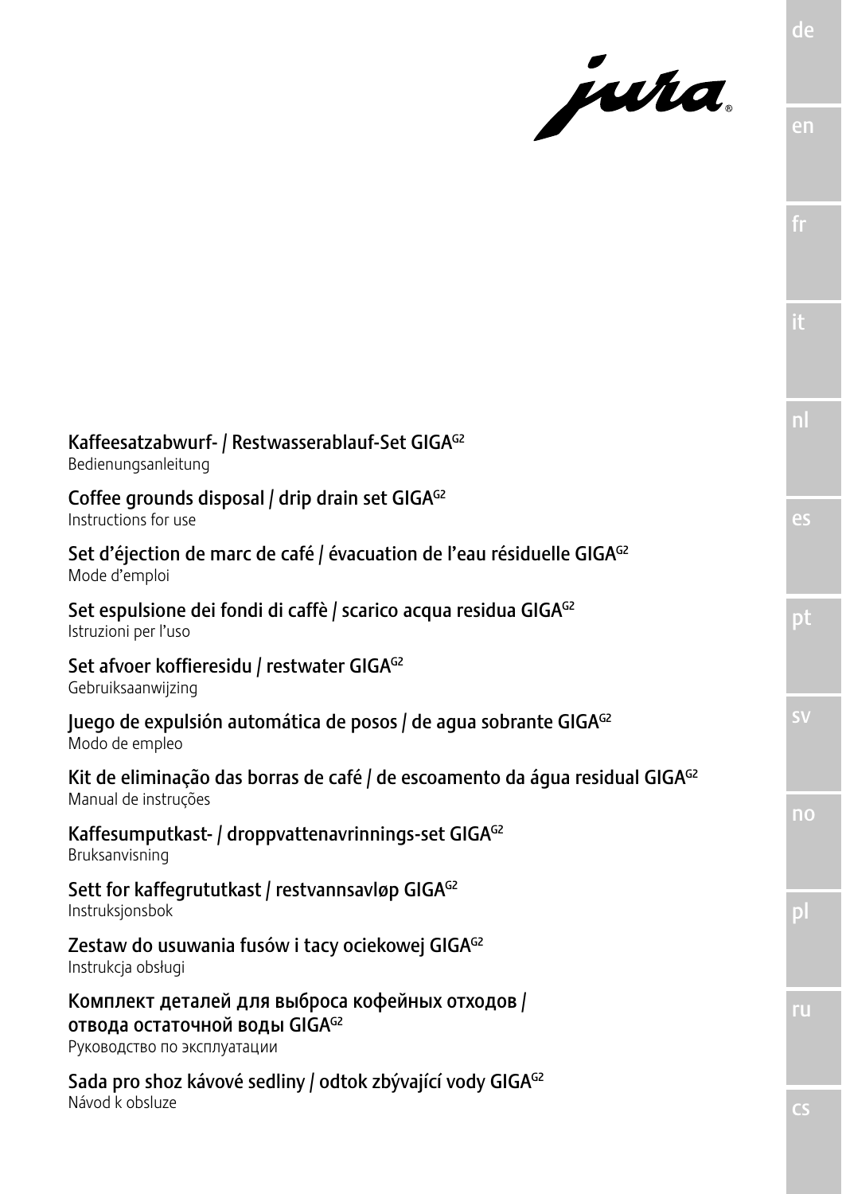jura

Kaffeesatzabwurf- / Restwasserablauf-Set GIGA$^{G2}$
Bedienungsanleitung

Coffee grounds disposal / drip drain set GIGA$^{G2}$
Instructions for use

Set d'éjection de marc de café / évacuation de l'eau résiduelle GIGA$^{G2}$
Mode d'emploi

Set espulsione dei fondi di caffè / scarico acqua residua GIGA$^{G2}$
Istruzioni per l'uso

Set afvoer koffieresidu / restwater GIGA$^{G2}$
Gebruiksaanwijzing

Juego de expulsión automática de posos / de agua sobrante GIGA$^{G2}$
Modo de empleo

Kit de eliminação das borras de café / de escoamento da água residual GIGA$^{G2}$
Manual de instruções

Kaffesumputkast- / droppvattenavrinnings-set GIGA$^{G2}$
Bruksanvisning

Sett for kaffegrututkast / restvannsavløp GIGA$^{G2}$
Instruksjonsbok

Zestaw do usuwania fusów i tacy ociekowej GIGA$^{G2}$
Instrukcja obsługi

Комплект деталей для выброса кофейных отходов / отвода остаточной воды GIGA$^{G2}$
Руководство по эксплуатации

Sada pro shoz kávové sedliny / odtok zbývající vody GIGA$^{G2}$
Návod k obsluze

de | en | fr | it | nl | es | pt | sv | no | pl | ru | cs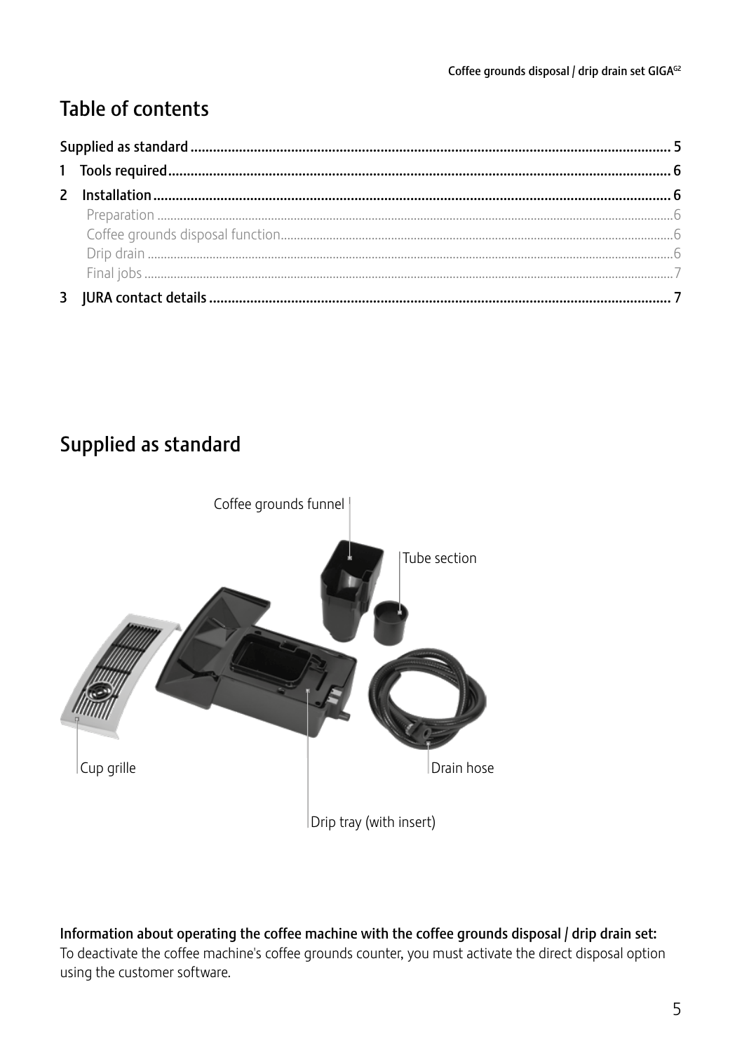# Table of contents

| | |
|---|---|
| **Supplied as standard** | **5** |
| **1 Tools required** | **6** |
| **2 Installation** | **6** |
| Preparation | 6 |
| Coffee grounds disposal function | 6 |
| Drip drain | 6 |
| Final jobs | 7 |
| **3 JURA contact details** | **7** |

# Supplied as standard

Coffee grounds funnel

Tube section

Cup grille

Drain hose

Drip tray (with insert)

**Information about operating the coffee machine with the coffee grounds disposal / drip drain set:**
To deactivate the coffee machine's coffee grounds counter, you must activate the direct disposal option using the customer software.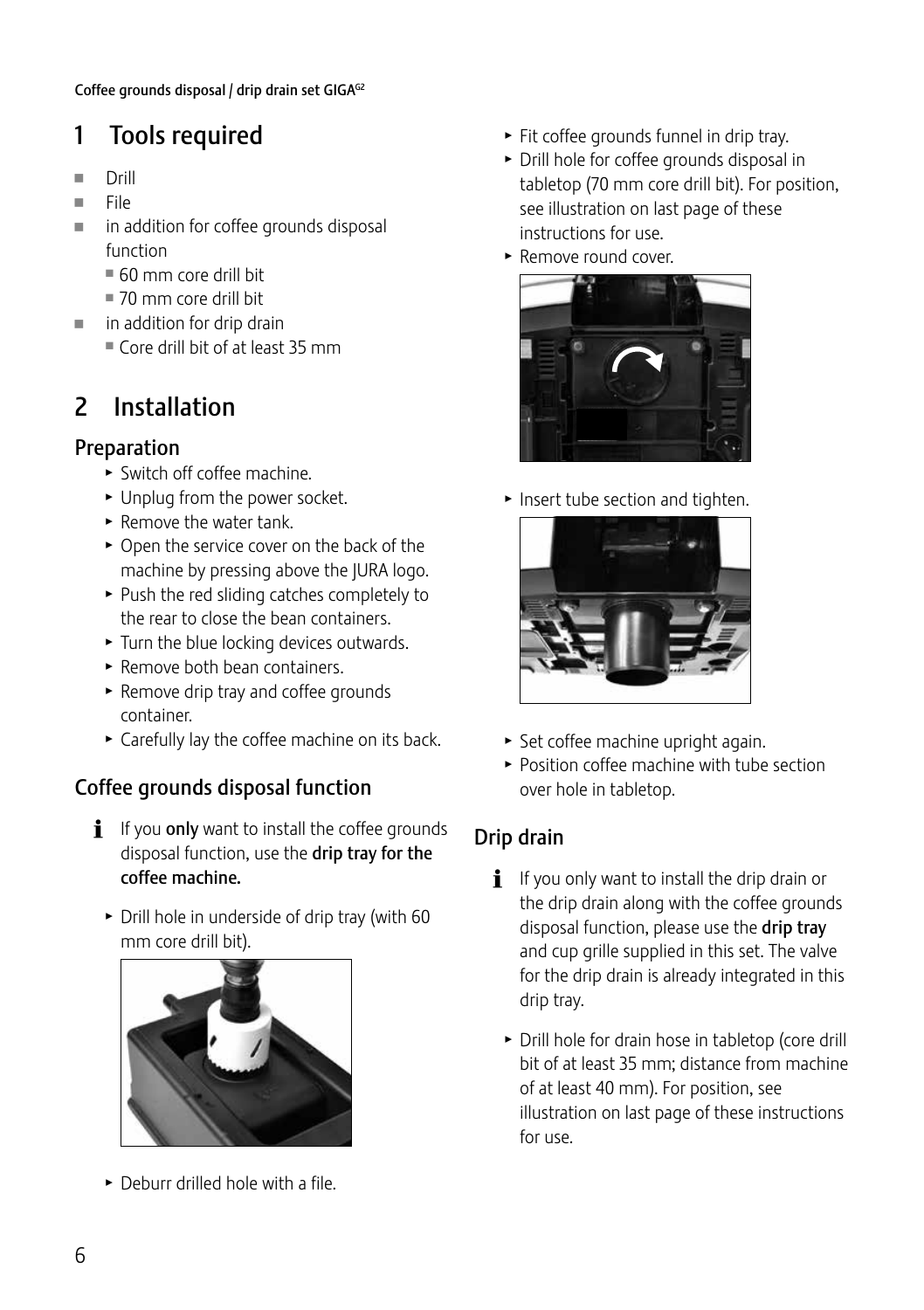# 1 Tools required

- Drill
- File
- in addition for coffee grounds disposal function
  - 60 mm core drill bit
  - 70 mm core drill bit
- in addition for drip drain
  - Core drill bit of at least 35 mm

# 2 Installation

## Preparation

- ► Switch off coffee machine.
- ► Unplug from the power socket.
- ► Remove the water tank.
- ► Open the service cover on the back of the machine by pressing above the JURA logo.
- ► Push the red sliding catches completely to the rear to close the bean containers.
- ► Turn the blue locking devices outwards.
- ► Remove both bean containers.
- ► Remove drip tray and coffee grounds container.
- ► Carefully lay the coffee machine on its back.

## Coffee grounds disposal function

**i** If you **only** want to install the coffee grounds disposal function, use the **drip tray for the coffee machine.**

- ► Drill hole in underside of drip tray (with 60 mm core drill bit).
- ► Deburr drilled hole with a file.
- ► Fit coffee grounds funnel in drip tray.
- ► Drill hole for coffee grounds disposal in tabletop (70 mm core drill bit). For position, see illustration on last page of these instructions for use.
- ► Remove round cover.
- ► Insert tube section and tighten.
- ► Set coffee machine upright again.
- ► Position coffee machine with tube section over hole in tabletop.

## Drip drain

**i** If you only want to install the drip drain or the drip drain along with the coffee grounds disposal function, please use the **drip tray** and cup grille supplied in this set. The valve for the drip drain is already integrated in this drip tray.

- ► Drill hole for drain hose in tabletop (core drill bit of at least 35 mm; distance from machine of at least 40 mm). For position, see illustration on last page of these instructions for use.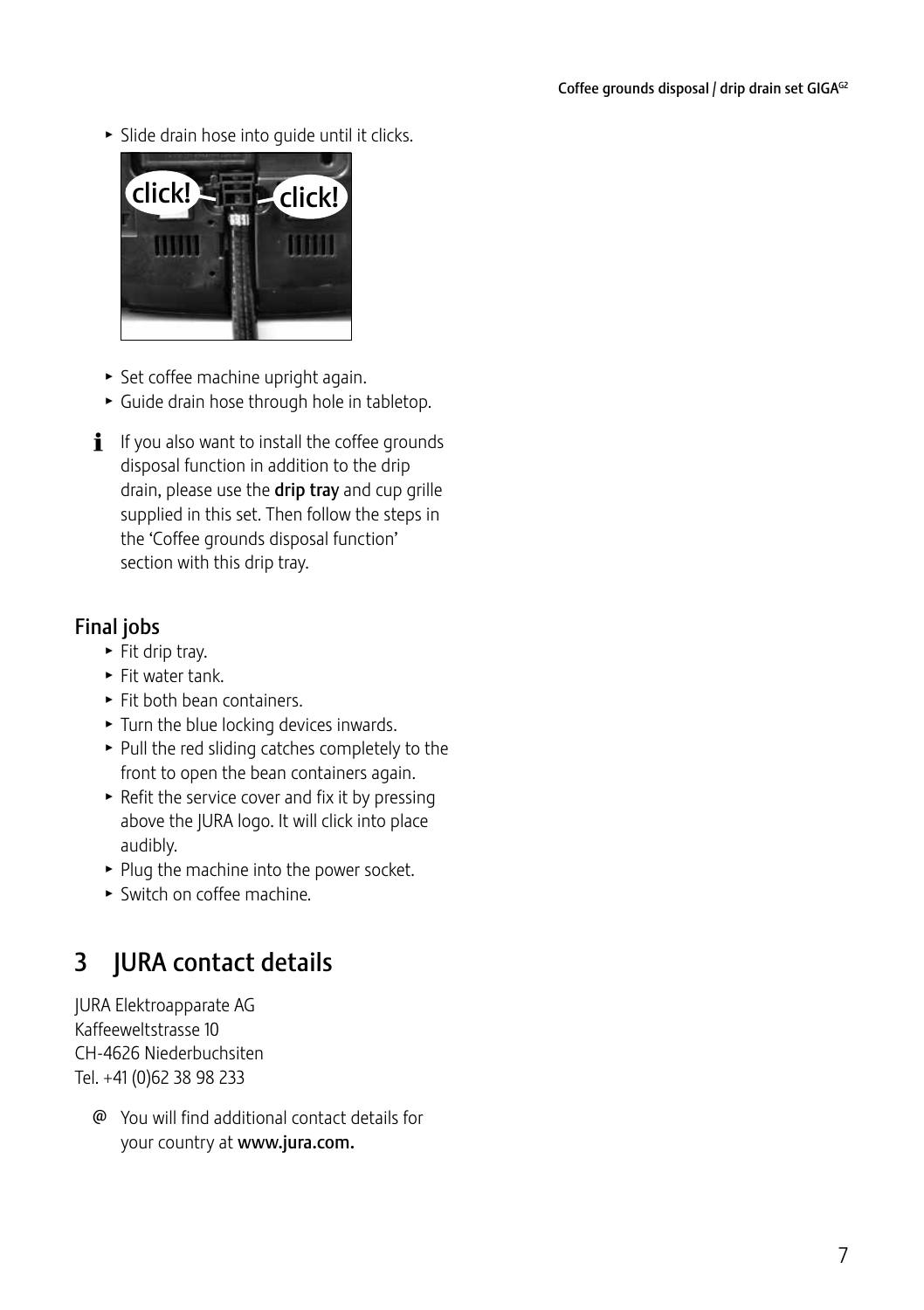- Slide drain hose into guide until it clicks.

- Set coffee machine upright again.
- Guide drain hose through hole in tabletop.

If you also want to install the coffee grounds disposal function in addition to the drip drain, please use the **drip tray** and cup grille supplied in this set. Then follow the steps in the 'Coffee grounds disposal function' section with this drip tray.

### Final jobs

- Fit drip tray.
- Fit water tank.
- Fit both bean containers.
- Turn the blue locking devices inwards.
- Pull the red sliding catches completely to the front to open the bean containers again.
- Refit the service cover and fix it by pressing above the JURA logo. It will click into place audibly.
- Plug the machine into the power socket.
- Switch on coffee machine.

## 3 JURA contact details

JURA Elektroapparate AG
Kaffeeweltstrasse 10
CH-4626 Niederbuchsiten
Tel. +41 (0)62 38 98 233

@ You will find additional contact details for your country at **www.jura.com.**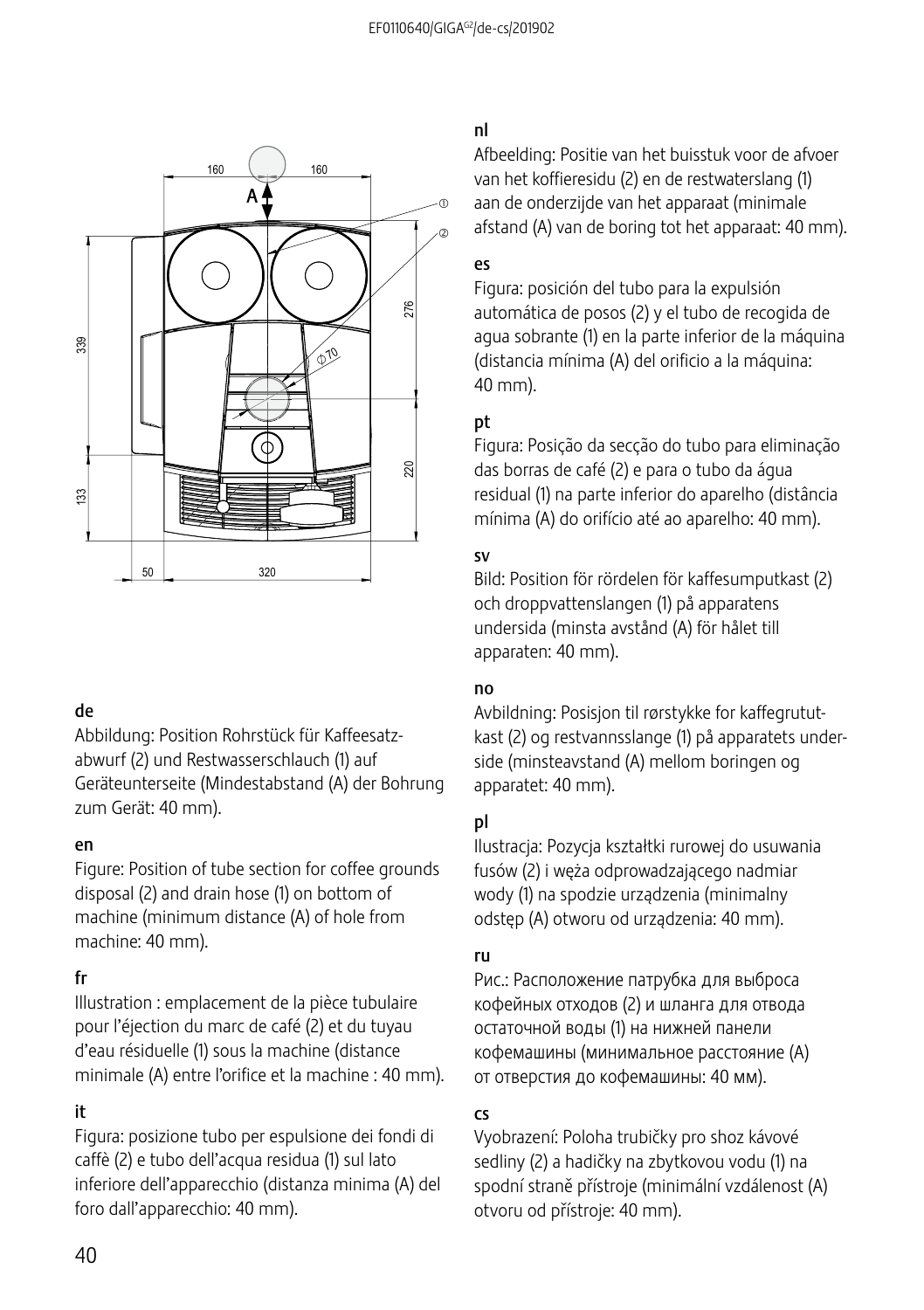160 160

A

①

②

339

276

Φ70

133

220

50 320

**de**

Abbildung: Position Rohrstück für Kaffeesatzabwurf (2) und Restwasserschlauch (1) auf Geräteunterseite (Mindestabstand (A) der Bohrung zum Gerät: 40 mm).

**en**

Figure: Position of tube section for coffee grounds disposal (2) and drain hose (1) on bottom of machine (minimum distance (A) of hole from machine: 40 mm).

**fr**

Illustration : emplacement de la pièce tubulaire pour l'éjection du marc de café (2) et du tuyau d'eau résiduelle (1) sous la machine (distance minimale (A) entre l'orifice et la machine : 40 mm).

**it**

Figura: posizione tubo per espulsione dei fondi di caffè (2) e tubo dell'acqua residua (1) sul lato inferiore dell'apparecchio (distanza minima (A) del foro dall'apparecchio: 40 mm).

**nl**

Afbeelding: Positie van het buisstuk voor de afvoer van het koffieresidu (2) en de restwaterslang (1) aan de onderzijde van het apparaat (minimale afstand (A) van de boring tot het apparaat: 40 mm).

**es**

Figura: posición del tubo para la expulsión automática de posos (2) y el tubo de recogida de agua sobrante (1) en la parte inferior de la máquina (distancia mínima (A) del orificio a la máquina: 40 mm).

**pt**

Figura: Posição da secção do tubo para eliminação das borras de café (2) e para o tubo da água residual (1) na parte inferior do aparelho (distância mínima (A) do orifício até ao aparelho: 40 mm).

**sv**

Bild: Position för rördelen för kaffesumputkast (2) och droppvattenslangen (1) på apparatens undersida (minsta avstånd (A) för hålet till apparaten: 40 mm).

**no**

Avbildning: Posisjon til rørstykke for kaffegrututkast (2) og restvannsslange (1) på apparatets underside (minsteavstand (A) mellom boringen og apparatet: 40 mm).

**pl**

Ilustracja: Pozycja kształtki rurowej do usuwania fusów (2) i węża odprowadzającego nadmiar wody (1) na spodzie urządzenia (minimalny odstęp (A) otworu od urządzenia: 40 mm).

**ru**

Рис.: Расположение патрубка для выброса кофейных отходов (2) и шланга для отвода остаточной воды (1) на нижней панели кофемашины (минимальное расстояние (A) от отверстия до кофемашины: 40 мм).

**cs**

Vyobrazení: Poloha trubičky pro shoz kávové sedliny (2) a hadičky na zbytkovou vodu (1) na spodní straně přístroje (minimální vzdálenost (A) otvoru od přístroje: 40 mm).